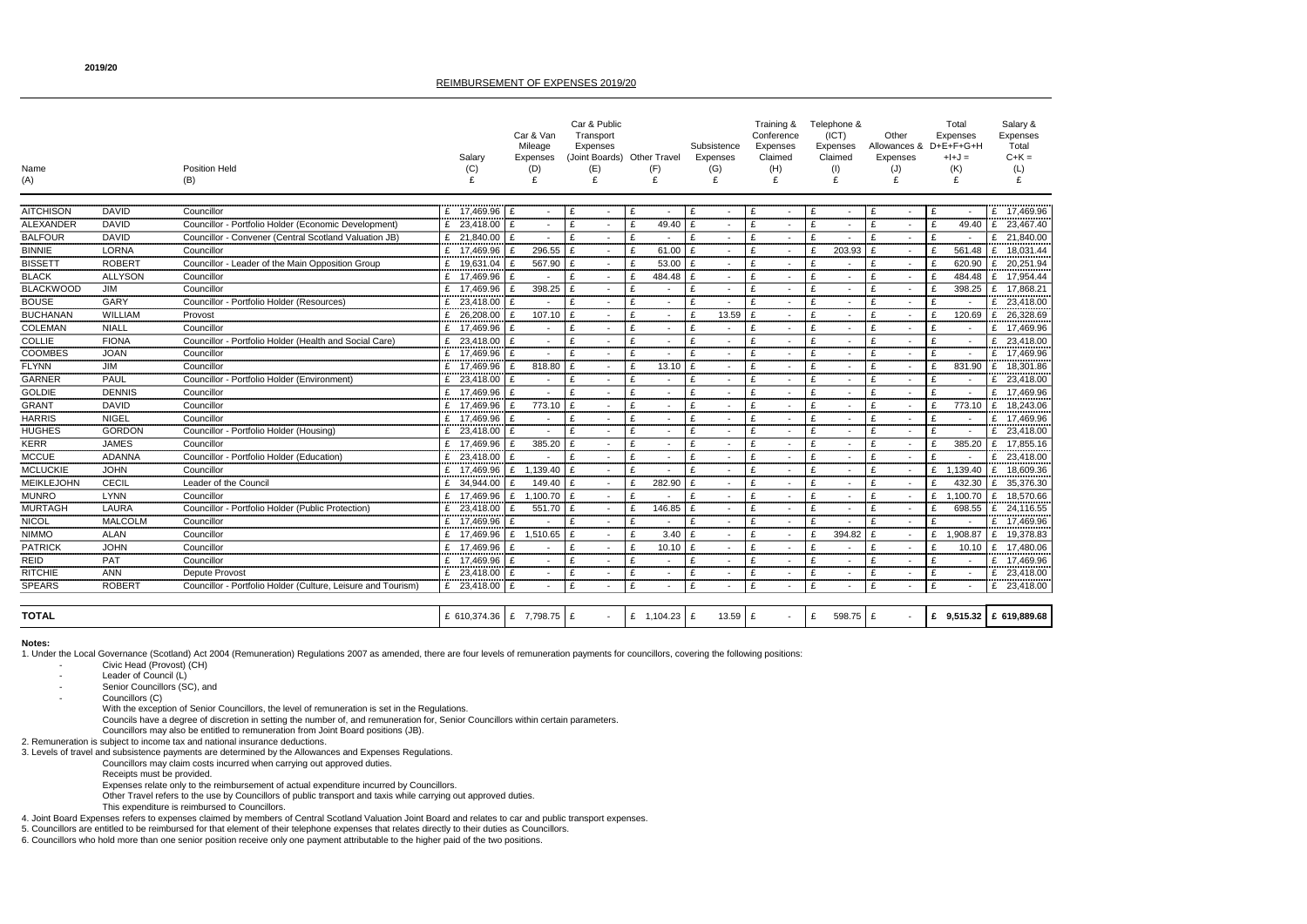2019/20

# REIMBURSEMENT OF EXPENSES 2019/20

| Name (A) | | Position Held (B) | Salary (C) £ | Car & Van Mileage Expenses (D) £ | Car & Public Transport Expenses (Joint Boards) (E) £ | Other Travel (F) £ | Subsistence Expenses (G) £ | Training & Conference Expenses Claimed (H) £ | Telephone & (ICT) Expenses Claimed (I) £ | Other Allowances & Expenses (J) £ | Total Expenses D+E+F+G+H +I+J = (K) £ | Salary & Expenses Total C+K = (L) £ |
|---|---|---|---|---|---|---|---|---|---|---|---|---|
| AITCHISON | DAVID | Councillor | £ 17,469.96 | £ - | £ - | £ - | £ - | £ - | £ - | £ - | £ - | £ 17,469.96 |
| ALEXANDER | DAVID | Councillor - Portfolio Holder (Economic Development) | £ 23,418.00 | £ - | £ - | £ 49.40 | £ - | £ - | £ - | £ - | £ 49.40 | £ 23,467.40 |
| BALFOUR | DAVID | Councillor - Convener (Central Scotland Valuation JB) | £ 21,840.00 | £ - | £ - | £ - | £ - | £ - | £ - | £ - | £ - | £ 21,840.00 |
| BINNIE | LORNA | Councillor | £ 17,469.96 | £ 296.55 | £ - | £ 61.00 | £ - | £ - | £ 203.93 | £ - | £ 561.48 | £ 18,031.44 |
| BISSETT | ROBERT | Councillor - Leader of the Main Opposition Group | £ 19,631.04 | £ 567.90 | £ - | £ 53.00 | £ - | £ - | £ - | £ - | £ 620.90 | £ 20,251.94 |
| BLACK | ALLYSON | Councillor | £ 17,469.96 | £ - | £ - | £ 484.48 | £ - | £ - | £ - | £ - | £ 484.48 | £ 17,954.44 |
| BLACKWOOD | JIM | Councillor | £ 17,469.96 | £ 398.25 | £ - | £ - | £ - | £ - | £ - | £ - | £ 398.25 | £ 17,868.21 |
| BOUSE | GARY | Councillor - Portfolio Holder (Resources) | £ 23,418.00 | £ - | £ - | £ - | £ - | £ - | £ - | £ - | £ - | £ 23,418.00 |
| BUCHANAN | WILLIAM | Provost | £ 26,208.00 | £ 107.10 | £ - | £ - | £ 13.59 | £ - | £ - | £ - | £ 120.69 | £ 26,328.69 |
| COLEMAN | NIALL | Councillor | £ 17,469.96 | £ - | £ - | £ - | £ - | £ - | £ - | £ - | £ - | £ 17,469.96 |
| COLLIE | FIONA | Councillor - Portfolio Holder (Health and Social Care) | £ 23,418.00 | £ - | £ - | £ - | £ - | £ - | £ - | £ - | £ - | £ 23,418.00 |
| COOMBES | JOAN | Councillor | £ 17,469.96 | £ - | £ - | £ - | £ - | £ - | £ - | £ - | £ - | £ 17,469.96 |
| FLYNN | JIM | Councillor | £ 17,469.96 | £ 818.80 | £ - | £ 13.10 | £ - | £ - | £ - | £ - | £ 831.90 | £ 18,301.86 |
| GARNER | PAUL | Councillor - Portfolio Holder (Environment) | £ 23,418.00 | £ - | £ - | £ - | £ - | £ - | £ - | £ - | £ - | £ 23,418.00 |
| GOLDIE | DENNIS | Councillor | £ 17,469.96 | £ - | £ - | £ - | £ - | £ - | £ - | £ - | £ - | £ 17,469.96 |
| GRANT | DAVID | Councillor | £ 17,469.96 | £ 773.10 | £ - | £ - | £ - | £ - | £ - | £ - | £ 773.10 | £ 18,243.06 |
| HARRIS | NIGEL | Councillor | £ 17,469.96 | £ - | £ - | £ - | £ - | £ - | £ - | £ - | £ - | £ 17,469.96 |
| HUGHES | GORDON | Councillor - Portfolio Holder (Housing) | £ 23,418.00 | £ - | £ - | £ - | £ - | £ - | £ - | £ - | £ - | £ 23,418.00 |
| KERR | JAMES | Councillor | £ 17,469.96 | £ 385.20 | £ - | £ - | £ - | £ - | £ - | £ - | £ 385.20 | £ 17,855.16 |
| MCCUE | ADANNA | Councillor - Portfolio Holder (Education) | £ 23,418.00 | £ - | £ - | £ - | £ - | £ - | £ - | £ - | £ - | £ 23,418.00 |
| MCLUCKIE | JOHN | Councillor | £ 17,469.96 | £ 1,139.40 | £ - | £ - | £ - | £ - | £ - | £ - | £ 1,139.40 | £ 18,609.36 |
| MEIKLEJOHN | CECIL | Leader of the Council | £ 34,944.00 | £ 149.40 | £ - | £ 282.90 | £ - | £ - | £ - | £ - | £ 432.30 | £ 35,376.30 |
| MUNRO | LYNN | Councillor | £ 17,469.96 | £ 1,100.70 | £ - | £ - | £ - | £ - | £ - | £ - | £ 1,100.70 | £ 18,570.66 |
| MURTAGH | LAURA | Councillor - Portfolio Holder (Public Protection) | £ 23,418.00 | £ 551.70 | £ - | £ 146.85 | £ - | £ - | £ - | £ - | £ 698.55 | £ 24,116.55 |
| NICOL | MALCOLM | Councillor | £ 17,469.96 | £ - | £ - | £ - | £ - | £ - | £ - | £ - | £ - | £ 17,469.96 |
| NIMMO | ALAN | Councillor | £ 17,469.96 | £ 1,510.65 | £ - | £ 3.40 | £ - | £ - | £ 394.82 | £ - | £ 1,908.87 | £ 19,378.83 |
| PATRICK | JOHN | Councillor | £ 17,469.96 | £ - | £ - | £ 10.10 | £ - | £ - | £ - | £ - | £ 10.10 | £ 17,480.06 |
| REID | PAT | Councillor | £ 17,469.96 | £ - | £ - | £ - | £ - | £ - | £ - | £ - | £ - | £ 17,469.96 |
| RITCHIE | ANN | Depute Provost | £ 23,418.00 | £ - | £ - | £ - | £ - | £ - | £ - | £ - | £ - | £ 23,418.00 |
| SPEARS | ROBERT | Councillor - Portfolio Holder (Culture, Leisure and Tourism) | £ 23,418.00 | £ - | £ - | £ - | £ - | £ - | £ - | £ - | £ - | £ 23,418.00 |
| **TOTAL** | | | £ 610,374.36 | £ 7,798.75 | £ - | £ 1,104.23 | £ 13.59 | £ - | £ 598.75 | £ - | **£ 9,515.32** | **£ 619,889.68** |

**Notes:**

1. Under the Local Governance (Scotland) Act 2004 (Remuneration) Regulations 2007 as amended, there are four levels of remuneration payments for councillors, covering the following positions:
   - Civic Head (Provost) (CH)
   - Leader of Council (L)
   - Senior Councillors (SC), and
   - Councillors (C)

   With the exception of Senior Councillors, the level of remuneration is set in the Regulations.
   Councils have a degree of discretion in setting the number of, and remuneration for, Senior Councillors within certain parameters.
   Councillors may also be entitled to remuneration from Joint Board positions (JB).
2. Remuneration is subject to income tax and national insurance deductions.
3. Levels of travel and subsistence payments are determined by the Allowances and Expenses Regulations.
   Councillors may claim costs incurred when carrying out approved duties.
   Receipts must be provided.
   Expenses relate only to the reimbursement of actual expenditure incurred by Councillors.
   Other Travel refers to the use by Councillors of public transport and taxis while carrying out approved duties.
   This expenditure is reimbursed to Councillors.
4. Joint Board Expenses refers to expenses claimed by members of Central Scotland Valuation Joint Board and relates to car and public transport expenses.
5. Councillors are entitled to be reimbursed for that element of their telephone expenses that relates directly to their duties as Councillors.
6. Councillors who hold more than one senior position receive only one payment attributable to the higher paid of the two positions.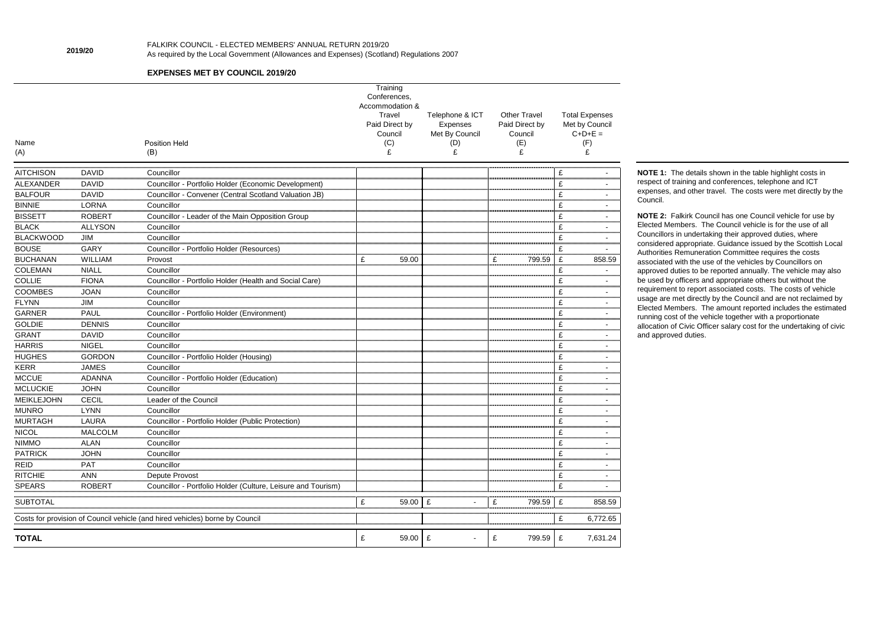2019/20

FALKIRK COUNCIL - ELECTED MEMBERS' ANNUAL RETURN 2019/20
As required by the Local Government (Allowances and Expenses) (Scotland) Regulations 2007

## EXPENSES MET BY COUNCIL 2019/20

| Name (A) | | Position Held (B) | Training Conferences, Accommodation & Travel Paid Direct by Council (C) £ | Telephone & ICT Expenses Met By Council (D) £ | Other Travel Paid Direct by Council (E) £ | Total Expenses Met by Council C+D+E = (F) £ |
|---|---|---|---|---|---|---|
| AITCHISON | DAVID | Councillor | | | | £ - |
| ALEXANDER | DAVID | Councillor - Portfolio Holder (Economic Development) | | | | £ - |
| BALFOUR | DAVID | Councillor - Convener (Central Scotland Valuation JB) | | | | £ - |
| BINNIE | LORNA | Councillor | | | | £ - |
| BISSETT | ROBERT | Councillor - Leader of the Main Opposition Group | | | | £ - |
| BLACK | ALLYSON | Councillor | | | | £ - |
| BLACKWOOD | JIM | Councillor | | | | £ - |
| BOUSE | GARY | Councillor - Portfolio Holder (Resources) | | | | £ - |
| BUCHANAN | WILLIAM | Provost | £ 59.00 | | £ 799.59 | £ 858.59 |
| COLEMAN | NIALL | Councillor | | | | £ - |
| COLLIE | FIONA | Councillor - Portfolio Holder (Health and Social Care) | | | | £ - |
| COOMBES | JOAN | Councillor | | | | £ - |
| FLYNN | JIM | Councillor | | | | £ - |
| GARNER | PAUL | Councillor - Portfolio Holder (Environment) | | | | £ - |
| GOLDIE | DENNIS | Councillor | | | | £ - |
| GRANT | DAVID | Councillor | | | | £ - |
| HARRIS | NIGEL | Councillor | | | | £ - |
| HUGHES | GORDON | Councillor - Portfolio Holder (Housing) | | | | £ - |
| KERR | JAMES | Councillor | | | | £ - |
| MCCUE | ADANNA | Councillor - Portfolio Holder (Education) | | | | £ - |
| MCLUCKIE | JOHN | Councillor | | | | £ - |
| MEIKLEJOHN | CECIL | Leader of the Council | | | | £ - |
| MUNRO | LYNN | Councillor | | | | £ - |
| MURTAGH | LAURA | Councillor - Portfolio Holder (Public Protection) | | | | £ - |
| NICOL | MALCOLM | Councillor | | | | £ - |
| NIMMO | ALAN | Councillor | | | | £ - |
| PATRICK | JOHN | Councillor | | | | £ - |
| REID | PAT | Councillor | | | | £ - |
| RITCHIE | ANN | Depute Provost | | | | £ - |
| SPEARS | ROBERT | Councillor - Portfolio Holder (Culture, Leisure and Tourism) | | | | £ - |
| SUBTOTAL | | | £ 59.00 | £ - | £ 799.59 | £ 858.59 |
| Costs for provision of Council vehicle (and hired vehicles) borne by Council | | | | | | £ 6,772.65 |
| **TOTAL** | | | £ 59.00 | £ - | £ 799.59 | £ 7,631.24 |

**NOTE 1:** The details shown in the table highlight costs in respect of training and conferences, telephone and ICT expenses, and other travel. The costs were met directly by the Council.

**NOTE 2:** Falkirk Council has one Council vehicle for use by Elected Members. The Council vehicle is for the use of all Councillors in undertaking their approved duties, where considered appropriate. Guidance issued by the Scottish Local Authorities Remuneration Committee requires the costs associated with the use of the vehicles by Councillors on approved duties to be reported annually. The vehicle may also be used by officers and appropriate others but without the requirement to report associated costs. The costs of vehicle usage are met directly by the Council and are not reclaimed by Elected Members. The amount reported includes the estimated running cost of the vehicle together with a proportionate allocation of Civic Officer salary cost for the undertaking of civic and approved duties.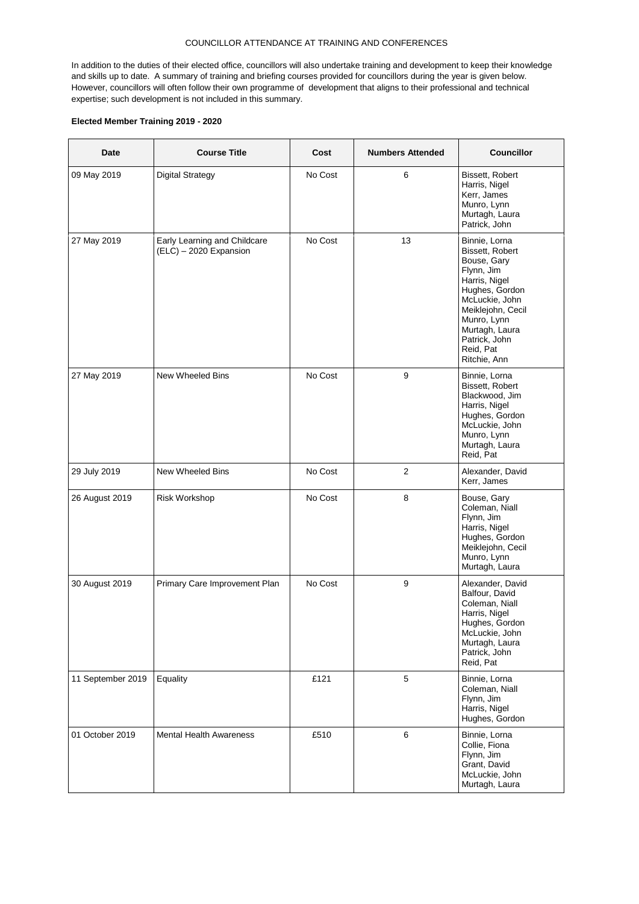COUNCILLOR ATTENDANCE AT TRAINING AND CONFERENCES

In addition to the duties of their elected office, councillors will also undertake training and development to keep their knowledge and skills up to date. A summary of training and briefing courses provided for councillors during the year is given below. However, councillors will often follow their own programme of development that aligns to their professional and technical expertise; such development is not included in this summary.

**Elected Member Training 2019 - 2020**

| Date | Course Title | Cost | Numbers Attended | Councillor |
|---|---|---|---|---|
| 09 May 2019 | Digital Strategy | No Cost | 6 | Bissett, Robert<br>Harris, Nigel<br>Kerr, James<br>Munro, Lynn<br>Murtagh, Laura<br>Patrick, John |
| 27 May 2019 | Early Learning and Childcare (ELC) – 2020 Expansion | No Cost | 13 | Binnie, Lorna<br>Bissett, Robert<br>Bouse, Gary<br>Flynn, Jim<br>Harris, Nigel<br>Hughes, Gordon<br>McLuckie, John<br>Meiklejohn, Cecil<br>Munro, Lynn<br>Murtagh, Laura<br>Patrick, John<br>Reid, Pat<br>Ritchie, Ann |
| 27 May 2019 | New Wheeled Bins | No Cost | 9 | Binnie, Lorna<br>Bissett, Robert<br>Blackwood, Jim<br>Harris, Nigel<br>Hughes, Gordon<br>McLuckie, John<br>Munro, Lynn<br>Murtagh, Laura<br>Reid, Pat |
| 29 July 2019 | New Wheeled Bins | No Cost | 2 | Alexander, David<br>Kerr, James |
| 26 August 2019 | Risk Workshop | No Cost | 8 | Bouse, Gary<br>Coleman, Niall<br>Flynn, Jim<br>Harris, Nigel<br>Hughes, Gordon<br>Meiklejohn, Cecil<br>Munro, Lynn<br>Murtagh, Laura |
| 30 August 2019 | Primary Care Improvement Plan | No Cost | 9 | Alexander, David<br>Balfour, David<br>Coleman, Niall<br>Harris, Nigel<br>Hughes, Gordon<br>McLuckie, John<br>Murtagh, Laura<br>Patrick, John<br>Reid, Pat |
| 11 September 2019 | Equality | £121 | 5 | Binnie, Lorna<br>Coleman, Niall<br>Flynn, Jim<br>Harris, Nigel<br>Hughes, Gordon |
| 01 October 2019 | Mental Health Awareness | £510 | 6 | Binnie, Lorna<br>Collie, Fiona<br>Flynn, Jim<br>Grant, David<br>McLuckie, John<br>Murtagh, Laura |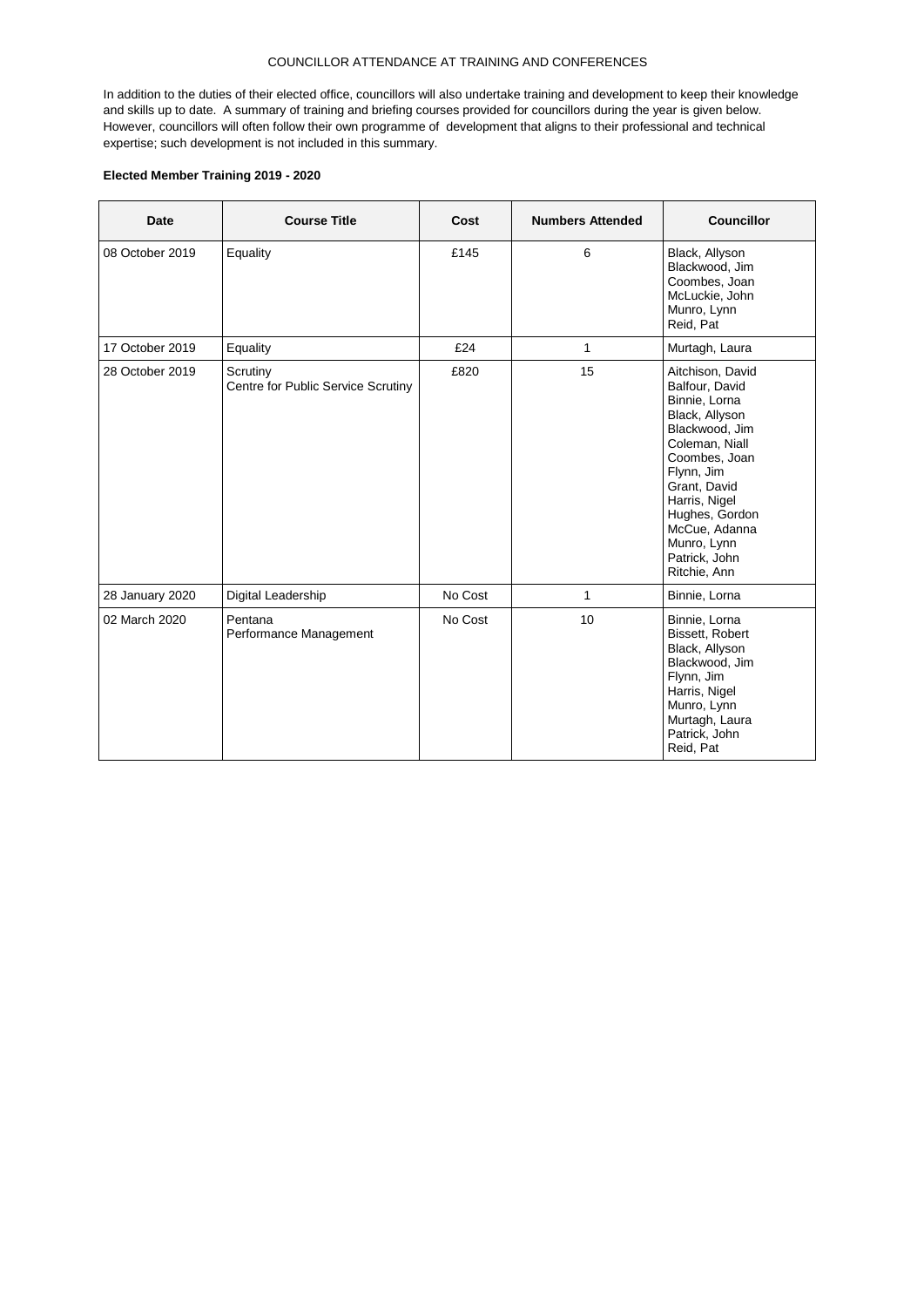COUNCILLOR ATTENDANCE AT TRAINING AND CONFERENCES

In addition to the duties of their elected office, councillors will also undertake training and development to keep their knowledge and skills up to date. A summary of training and briefing courses provided for councillors during the year is given below. However, councillors will often follow their own programme of development that aligns to their professional and technical expertise; such development is not included in this summary.

**Elected Member Training 2019 - 2020**

| Date | Course Title | Cost | Numbers Attended | Councillor |
|---|---|---|---|---|
| 08 October 2019 | Equality | £145 | 6 | Black, Allyson<br>Blackwood, Jim<br>Coombes, Joan<br>McLuckie, John<br>Munro, Lynn<br>Reid, Pat |
| 17 October 2019 | Equality | £24 | 1 | Murtagh, Laura |
| 28 October 2019 | Scrutiny<br>Centre for Public Service Scrutiny | £820 | 15 | Aitchison, David<br>Balfour, David<br>Binnie, Lorna<br>Black, Allyson<br>Blackwood, Jim<br>Coleman, Niall<br>Coombes, Joan<br>Flynn, Jim<br>Grant, David<br>Harris, Nigel<br>Hughes, Gordon<br>McCue, Adanna<br>Munro, Lynn<br>Patrick, John<br>Ritchie, Ann |
| 28 January 2020 | Digital Leadership | No Cost | 1 | Binnie, Lorna |
| 02 March 2020 | Pentana<br>Performance Management | No Cost | 10 | Binnie, Lorna<br>Bissett, Robert<br>Black, Allyson<br>Blackwood, Jim<br>Flynn, Jim<br>Harris, Nigel<br>Munro, Lynn<br>Murtagh, Laura<br>Patrick, John<br>Reid, Pat |